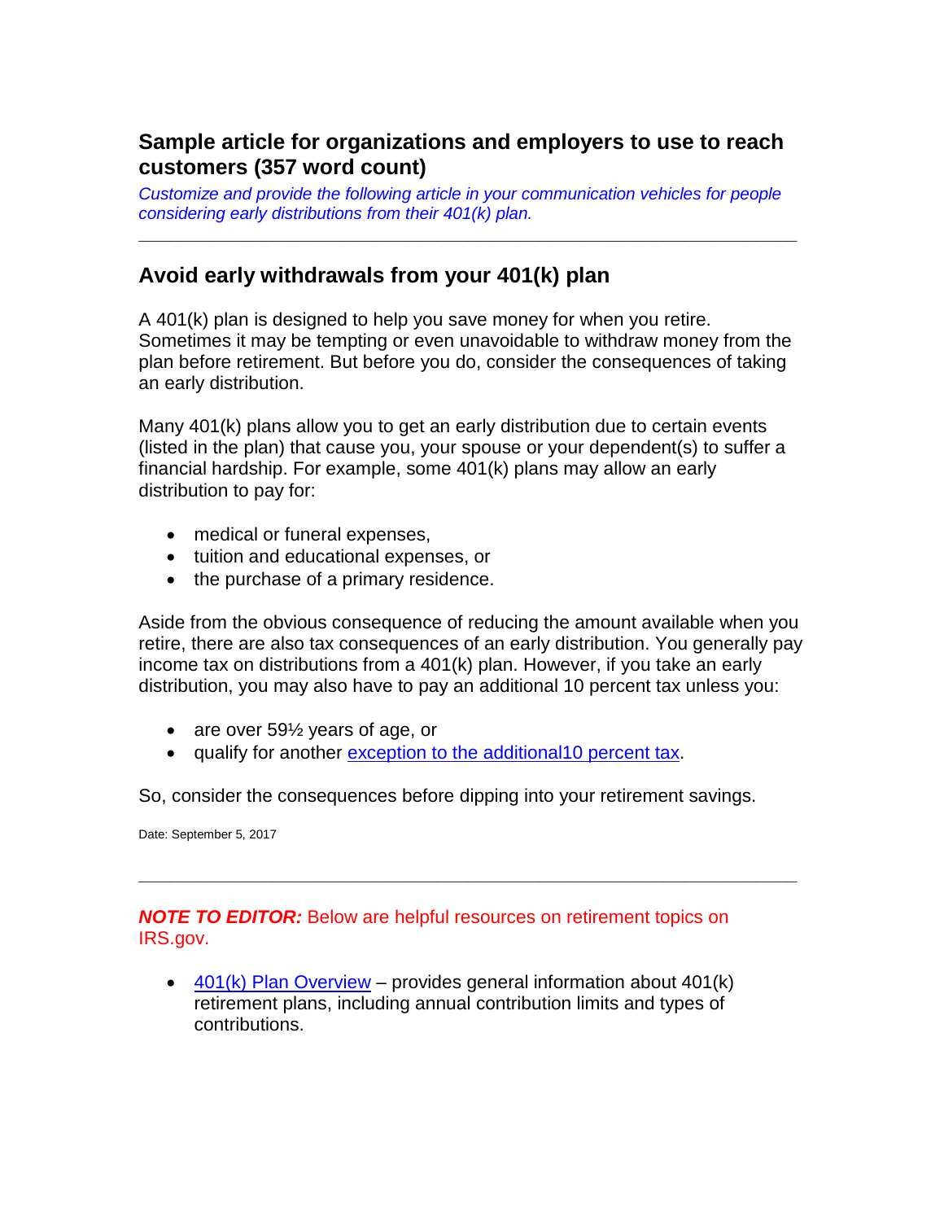## Sample article for organizations and employers to use to reach customers (357 word count)

*Customize and provide the following article in your communication vehicles for people considering early distributions from their 401(k) plan.*

---

## Avoid early withdrawals from your 401(k) plan

A 401(k) plan is designed to help you save money for when you retire. Sometimes it may be tempting or even unavoidable to withdraw money from the plan before retirement. But before you do, consider the consequences of taking an early distribution.

Many 401(k) plans allow you to get an early distribution due to certain events (listed in the plan) that cause you, your spouse or your dependent(s) to suffer a financial hardship. For example, some 401(k) plans may allow an early distribution to pay for:

- medical or funeral expenses,
- tuition and educational expenses, or
- the purchase of a primary residence.

Aside from the obvious consequence of reducing the amount available when you retire, there are also tax consequences of an early distribution. You generally pay income tax on distributions from a 401(k) plan. However, if you take an early distribution, you may also have to pay an additional 10 percent tax unless you:

- are over 59½ years of age, or
- qualify for another exception to the additional10 percent tax.

So, consider the consequences before dipping into your retirement savings.

Date: September 5, 2017

---

***NOTE TO EDITOR:*** Below are helpful resources on retirement topics on IRS.gov.

- 401(k) Plan Overview – provides general information about 401(k) retirement plans, including annual contribution limits and types of contributions.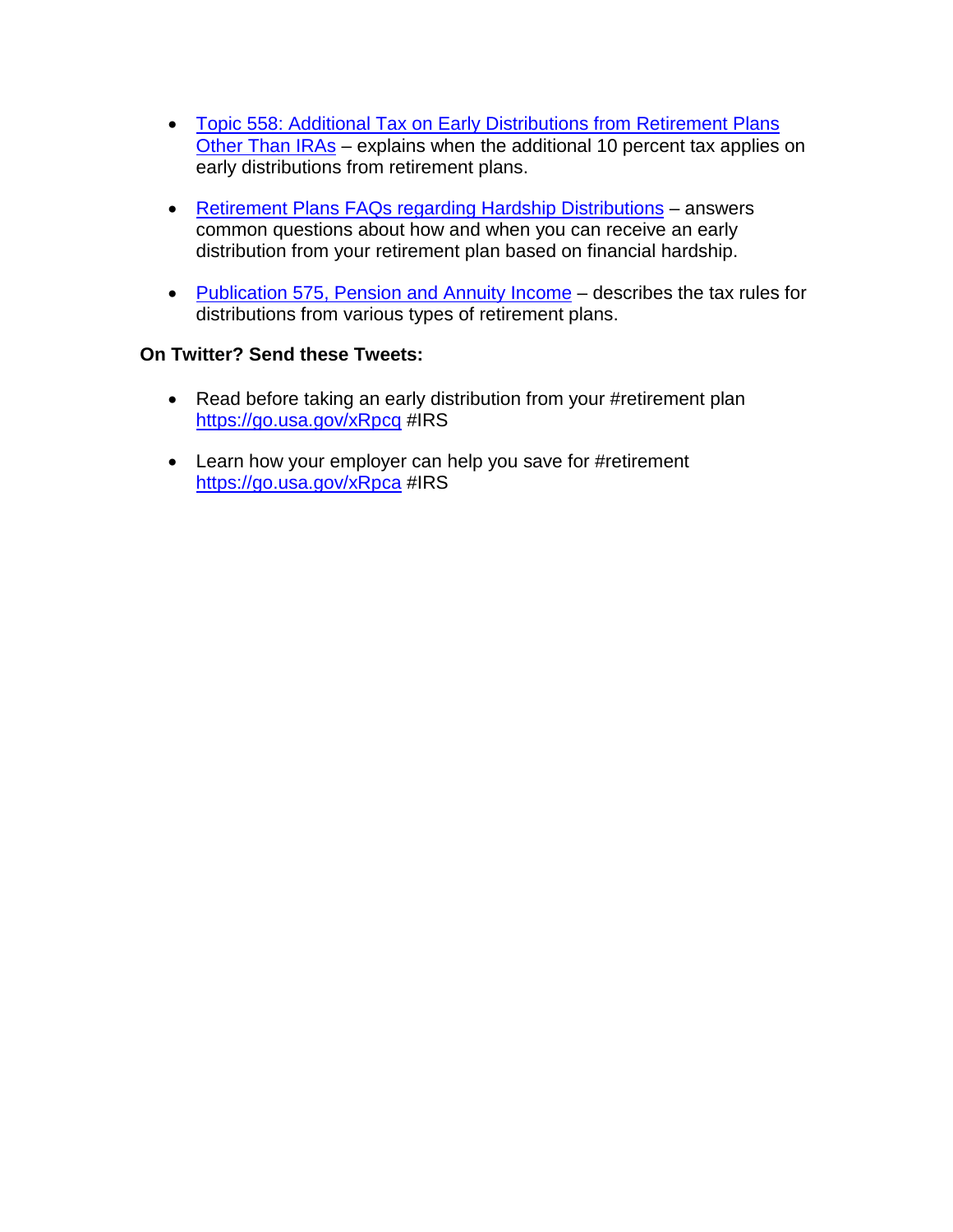- Topic 558: Additional Tax on Early Distributions from Retirement Plans Other Than IRAs – explains when the additional 10 percent tax applies on early distributions from retirement plans.

- Retirement Plans FAQs regarding Hardship Distributions – answers common questions about how and when you can receive an early distribution from your retirement plan based on financial hardship.

- Publication 575, Pension and Annuity Income – describes the tax rules for distributions from various types of retirement plans.

**On Twitter? Send these Tweets:**

- Read before taking an early distribution from your #retirement plan https://go.usa.gov/xRpcq #IRS

- Learn how your employer can help you save for #retirement https://go.usa.gov/xRpca #IRS